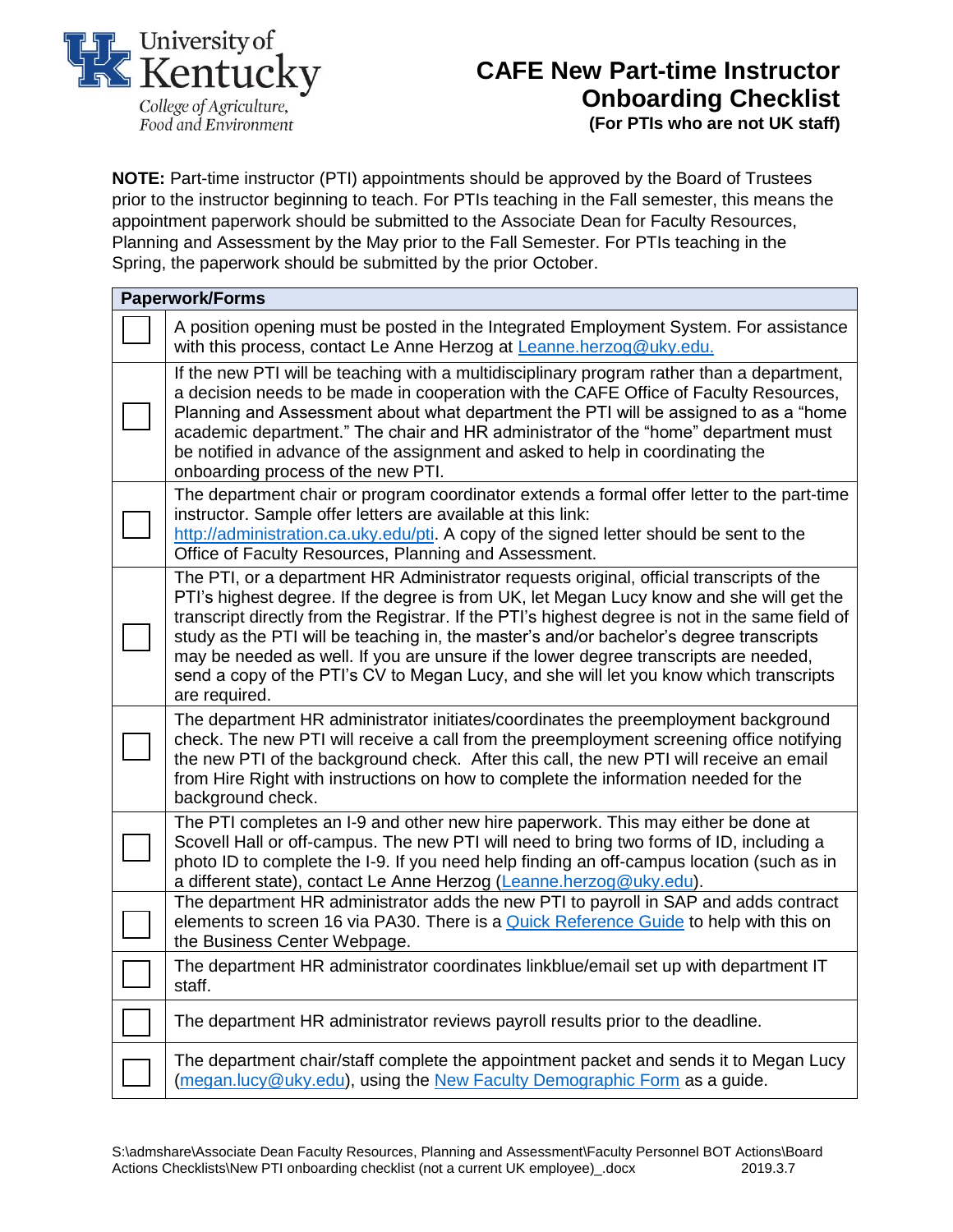University of Kentucky
College of Agriculture, Food and Environment

# CAFE New Part-time Instructor Onboarding Checklist

**(For PTIs who are not UK staff)**

**NOTE:** Part-time instructor (PTI) appointments should be approved by the Board of Trustees prior to the instructor beginning to teach. For PTIs teaching in the Fall semester, this means the appointment paperwork should be submitted to the Associate Dean for Faculty Resources, Planning and Assessment by the May prior to the Fall Semester. For PTIs teaching in the Spring, the paperwork should be submitted by the prior October.

| Paperwork/Forms | |
|---|---|
| ☐ | A position opening must be posted in the Integrated Employment System. For assistance with this process, contact Le Anne Herzog at Leanne.herzog@uky.edu. |
| ☐ | If the new PTI will be teaching with a multidisciplinary program rather than a department, a decision needs to be made in cooperation with the CAFE Office of Faculty Resources, Planning and Assessment about what department the PTI will be assigned to as a "home academic department." The chair and HR administrator of the "home" department must be notified in advance of the assignment and asked to help in coordinating the onboarding process of the new PTI. |
| ☐ | The department chair or program coordinator extends a formal offer letter to the part-time instructor. Sample offer letters are available at this link: http://administration.ca.uky.edu/pti. A copy of the signed letter should be sent to the Office of Faculty Resources, Planning and Assessment. |
| ☐ | The PTI, or a department HR Administrator requests original, official transcripts of the PTI's highest degree. If the degree is from UK, let Megan Lucy know and she will get the transcript directly from the Registrar. If the PTI's highest degree is not in the same field of study as the PTI will be teaching in, the master's and/or bachelor's degree transcripts may be needed as well. If you are unsure if the lower degree transcripts are needed, send a copy of the PTI's CV to Megan Lucy, and she will let you know which transcripts are required. |
| ☐ | The department HR administrator initiates/coordinates the preemployment background check. The new PTI will receive a call from the preemployment screening office notifying the new PTI of the background check. After this call, the new PTI will receive an email from Hire Right with instructions on how to complete the information needed for the background check. |
| ☐ | The PTI completes an I-9 and other new hire paperwork. This may either be done at Scovell Hall or off-campus. The new PTI will need to bring two forms of ID, including a photo ID to complete the I-9. If you need help finding an off-campus location (such as in a different state), contact Le Anne Herzog (Leanne.herzog@uky.edu). |
| ☐ | The department HR administrator adds the new PTI to payroll in SAP and adds contract elements to screen 16 via PA30. There is a Quick Reference Guide to help with this on the Business Center Webpage. |
| ☐ | The department HR administrator coordinates linkblue/email set up with department IT staff. |
| ☐ | The department HR administrator reviews payroll results prior to the deadline. |
| ☐ | The department chair/staff complete the appointment packet and sends it to Megan Lucy (megan.lucy@uky.edu), using the New Faculty Demographic Form as a guide. |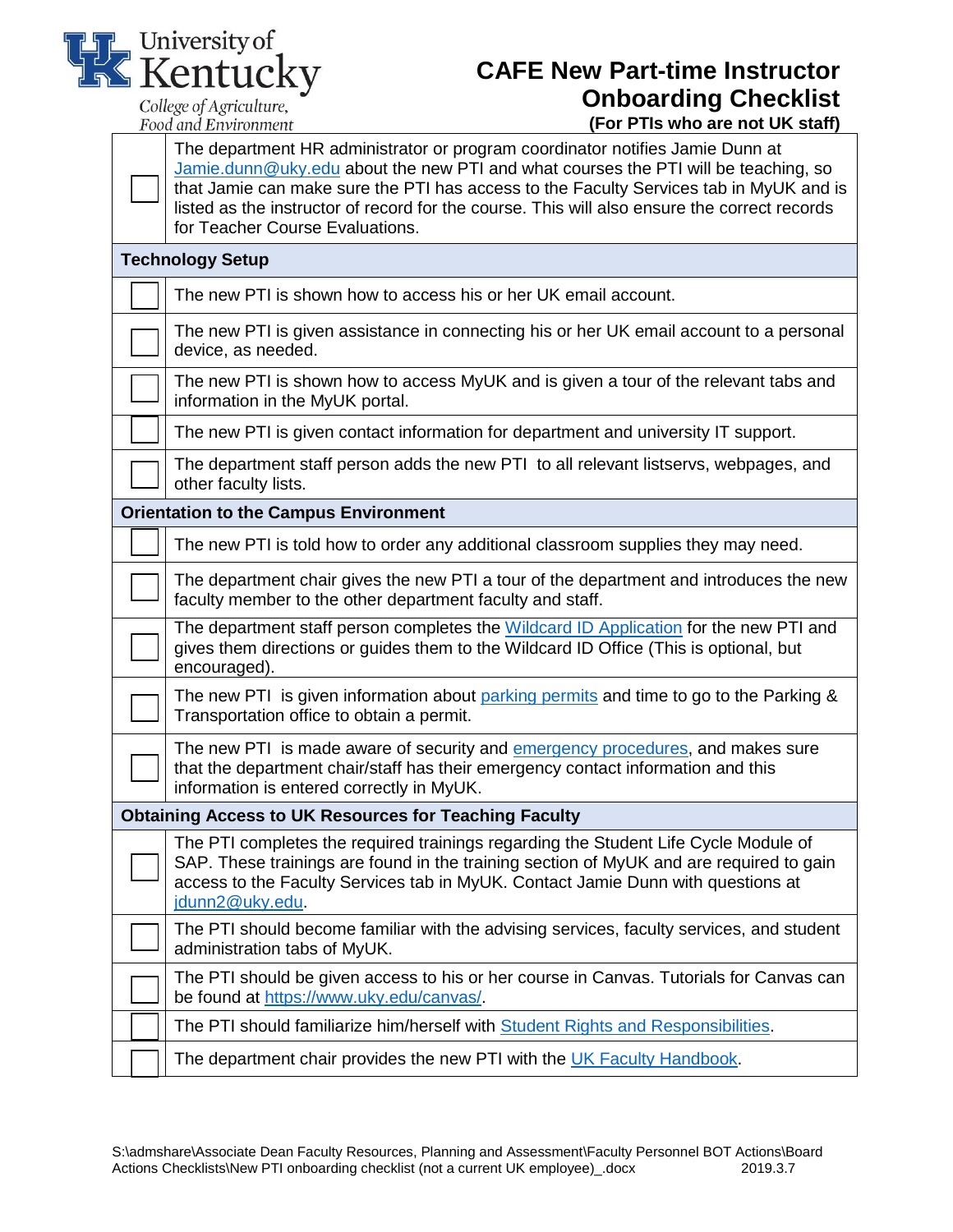University of Kentucky
College of Agriculture, Food and Environment

# CAFE New Part-time Instructor Onboarding Checklist

**(For PTIs who are not UK staff)**

| | |
|---|---|
| ☐ | The department HR administrator or program coordinator notifies Jamie Dunn at Jamie.dunn@uky.edu about the new PTI and what courses the PTI will be teaching, so that Jamie can make sure the PTI has access to the Faculty Services tab in MyUK and is listed as the instructor of record for the course. This will also ensure the correct records for Teacher Course Evaluations. |
| **Technology Setup** | |
| ☐ | The new PTI is shown how to access his or her UK email account. |
| ☐ | The new PTI is given assistance in connecting his or her UK email account to a personal device, as needed. |
| ☐ | The new PTI is shown how to access MyUK and is given a tour of the relevant tabs and information in the MyUK portal. |
| ☐ | The new PTI is given contact information for department and university IT support. |
| ☐ | The department staff person adds the new PTI to all relevant listservs, webpages, and other faculty lists. |
| **Orientation to the Campus Environment** | |
| ☐ | The new PTI is told how to order any additional classroom supplies they may need. |
| ☐ | The department chair gives the new PTI a tour of the department and introduces the new faculty member to the other department faculty and staff. |
| ☐ | The department staff person completes the Wildcard ID Application for the new PTI and gives them directions or guides them to the Wildcard ID Office (This is optional, but encouraged). |
| ☐ | The new PTI is given information about parking permits and time to go to the Parking & Transportation office to obtain a permit. |
| ☐ | The new PTI is made aware of security and emergency procedures, and makes sure that the department chair/staff has their emergency contact information and this information is entered correctly in MyUK. |
| **Obtaining Access to UK Resources for Teaching Faculty** | |
| ☐ | The PTI completes the required trainings regarding the Student Life Cycle Module of SAP. These trainings are found in the training section of MyUK and are required to gain access to the Faculty Services tab in MyUK. Contact Jamie Dunn with questions at jdunn2@uky.edu. |
| ☐ | The PTI should become familiar with the advising services, faculty services, and student administration tabs of MyUK. |
| ☐ | The PTI should be given access to his or her course in Canvas. Tutorials for Canvas can be found at https://www.uky.edu/canvas/. |
| ☐ | The PTI should familiarize him/herself with Student Rights and Responsibilities. |
| ☐ | The department chair provides the new PTI with the UK Faculty Handbook. |

S:\admshare\Associate Dean Faculty Resources, Planning and Assessment\Faculty Personnel BOT Actions\Board Actions Checklists\New PTI onboarding checklist (not a current UK employee)_.docx 2019.3.7